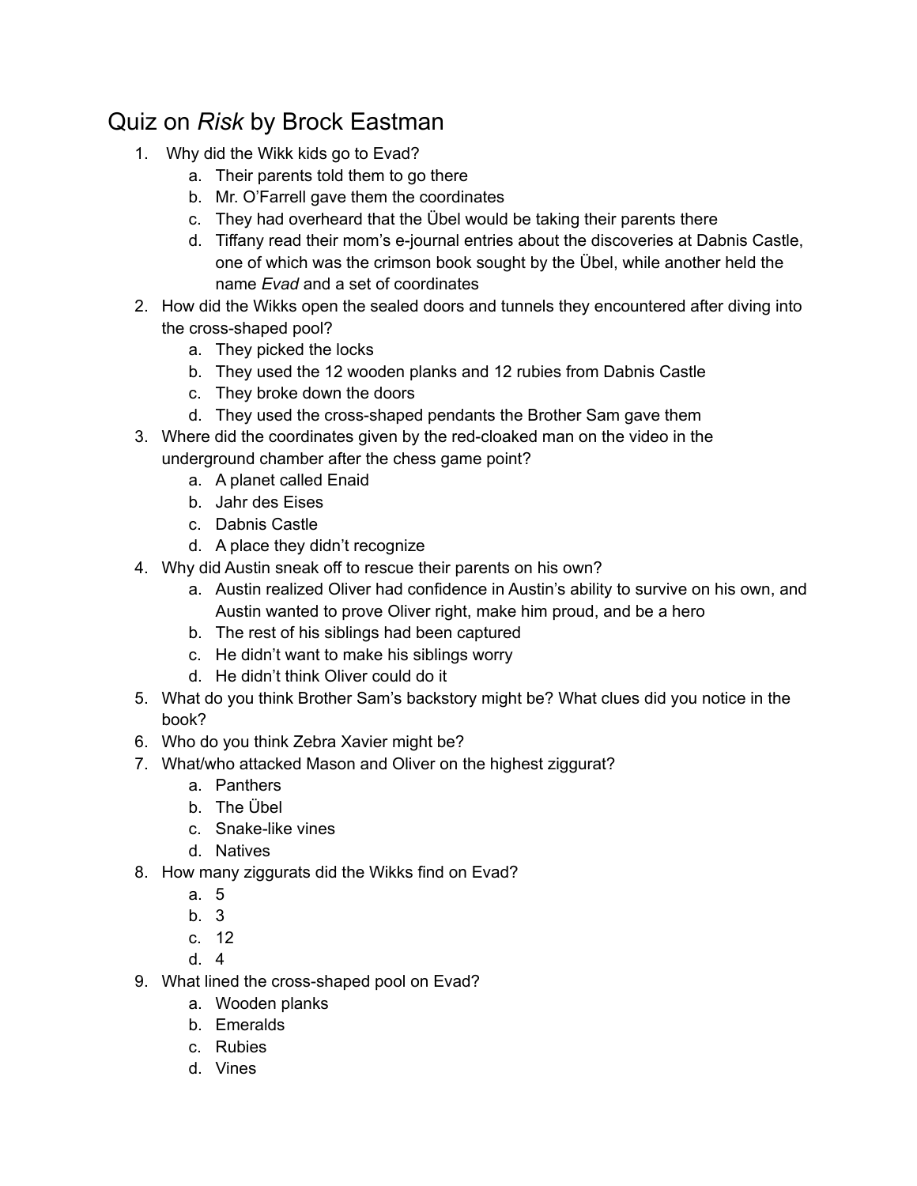# Quiz on *Risk* by Brock Eastman

1. Why did the Wikk kids go to Evad?
   a. Their parents told them to go there
   b. Mr. O'Farrell gave them the coordinates
   c. They had overheard that the Übel would be taking their parents there
   d. Tiffany read their mom's e-journal entries about the discoveries at Dabnis Castle, one of which was the crimson book sought by the Übel, while another held the name *Evad* and a set of coordinates
2. How did the Wikks open the sealed doors and tunnels they encountered after diving into the cross-shaped pool?
   a. They picked the locks
   b. They used the 12 wooden planks and 12 rubies from Dabnis Castle
   c. They broke down the doors
   d. They used the cross-shaped pendants the Brother Sam gave them
3. Where did the coordinates given by the red-cloaked man on the video in the underground chamber after the chess game point?
   a. A planet called Enaid
   b. Jahr des Eises
   c. Dabnis Castle
   d. A place they didn't recognize
4. Why did Austin sneak off to rescue their parents on his own?
   a. Austin realized Oliver had confidence in Austin's ability to survive on his own, and Austin wanted to prove Oliver right, make him proud, and be a hero
   b. The rest of his siblings had been captured
   c. He didn't want to make his siblings worry
   d. He didn't think Oliver could do it
5. What do you think Brother Sam's backstory might be? What clues did you notice in the book?
6. Who do you think Zebra Xavier might be?
7. What/who attacked Mason and Oliver on the highest ziggurat?
   a. Panthers
   b. The Übel
   c. Snake-like vines
   d. Natives
8. How many ziggurats did the Wikks find on Evad?
   a. 5
   b. 3
   c. 12
   d. 4
9. What lined the cross-shaped pool on Evad?
   a. Wooden planks
   b. Emeralds
   c. Rubies
   d. Vines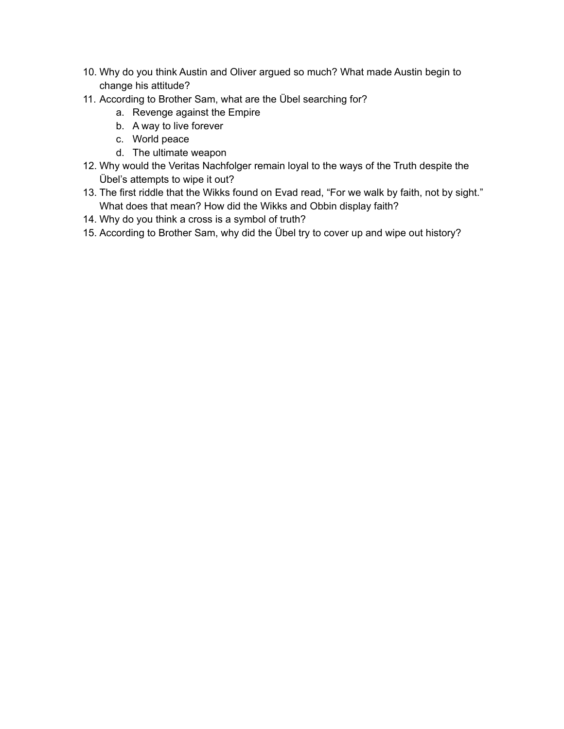10. Why do you think Austin and Oliver argued so much? What made Austin begin to change his attitude?
11. According to Brother Sam, what are the Übel searching for?
    a. Revenge against the Empire
    b. A way to live forever
    c. World peace
    d. The ultimate weapon
12. Why would the Veritas Nachfolger remain loyal to the ways of the Truth despite the Übel's attempts to wipe it out?
13. The first riddle that the Wikks found on Evad read, "For we walk by faith, not by sight." What does that mean? How did the Wikks and Obbin display faith?
14. Why do you think a cross is a symbol of truth?
15. According to Brother Sam, why did the Übel try to cover up and wipe out history?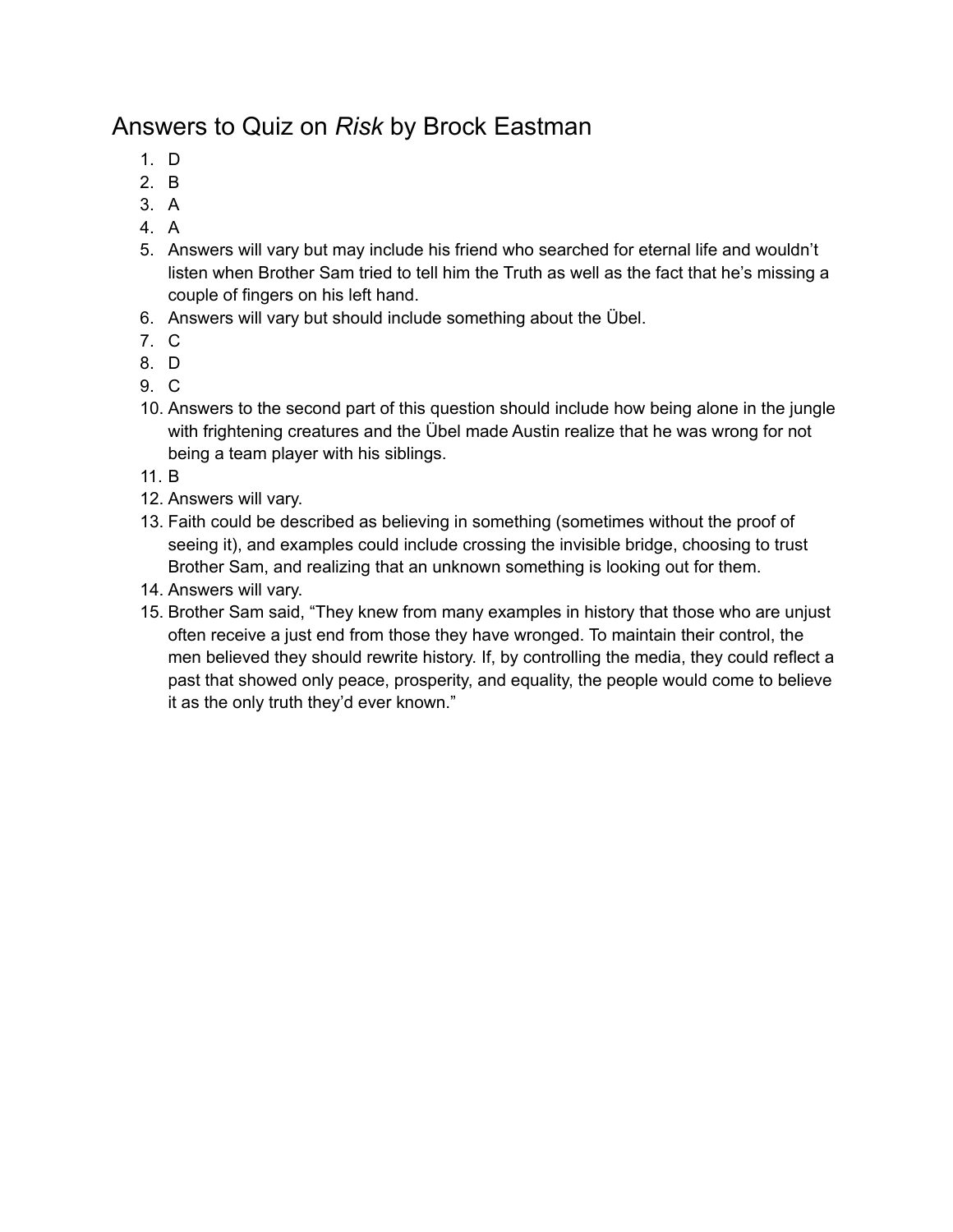# Answers to Quiz on *Risk* by Brock Eastman

1. D
2. B
3. A
4. A
5. Answers will vary but may include his friend who searched for eternal life and wouldn't listen when Brother Sam tried to tell him the Truth as well as the fact that he's missing a couple of fingers on his left hand.
6. Answers will vary but should include something about the Übel.
7. C
8. D
9. C
10. Answers to the second part of this question should include how being alone in the jungle with frightening creatures and the Übel made Austin realize that he was wrong for not being a team player with his siblings.
11. B
12. Answers will vary.
13. Faith could be described as believing in something (sometimes without the proof of seeing it), and examples could include crossing the invisible bridge, choosing to trust Brother Sam, and realizing that an unknown something is looking out for them.
14. Answers will vary.
15. Brother Sam said, "They knew from many examples in history that those who are unjust often receive a just end from those they have wronged. To maintain their control, the men believed they should rewrite history. If, by controlling the media, they could reflect a past that showed only peace, prosperity, and equality, the people would come to believe it as the only truth they'd ever known."